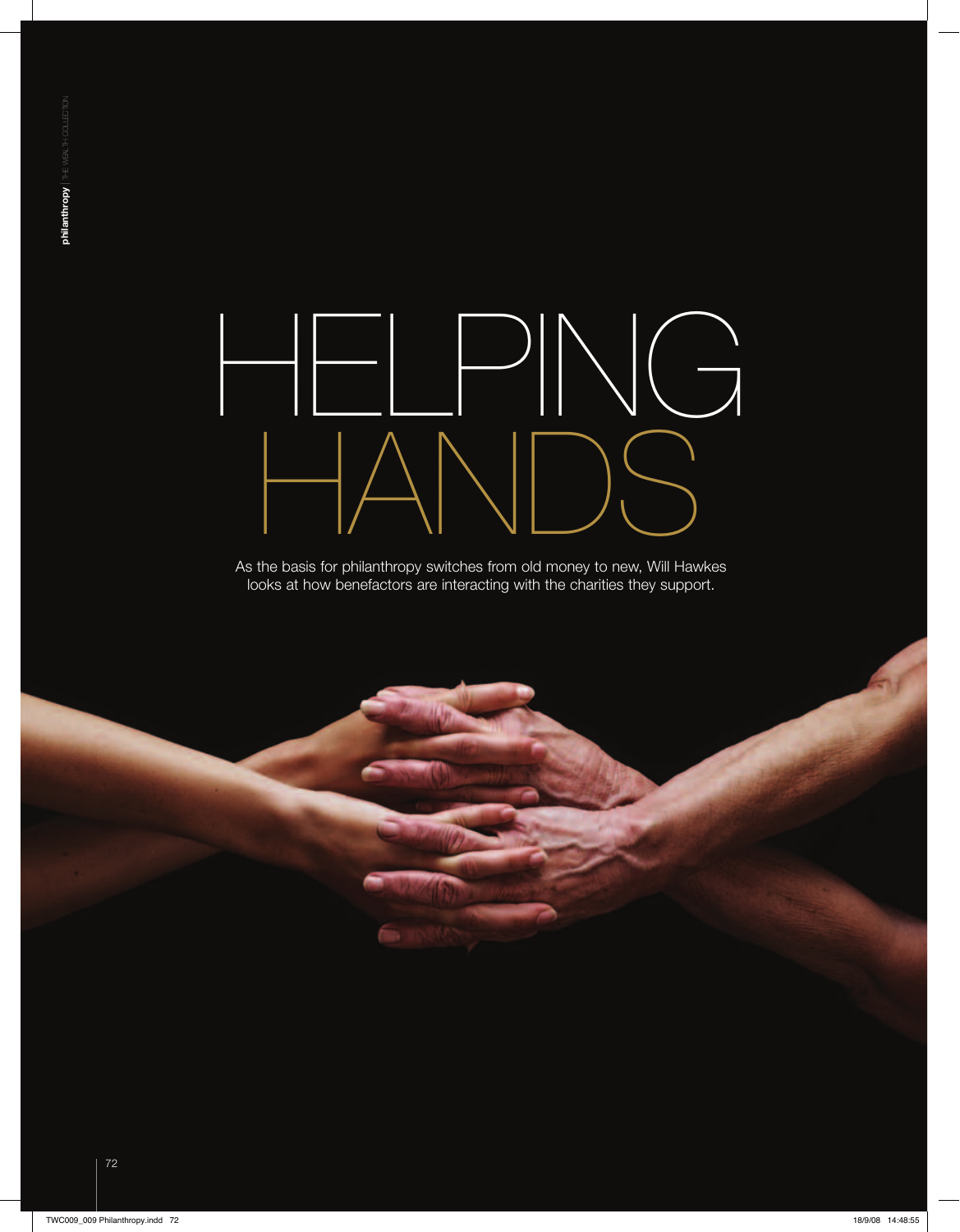# HELPING HANDS

As the basis for philanthropy switches from old money to new, Will Hawkes looks at how benefactors are interacting with the charities they support.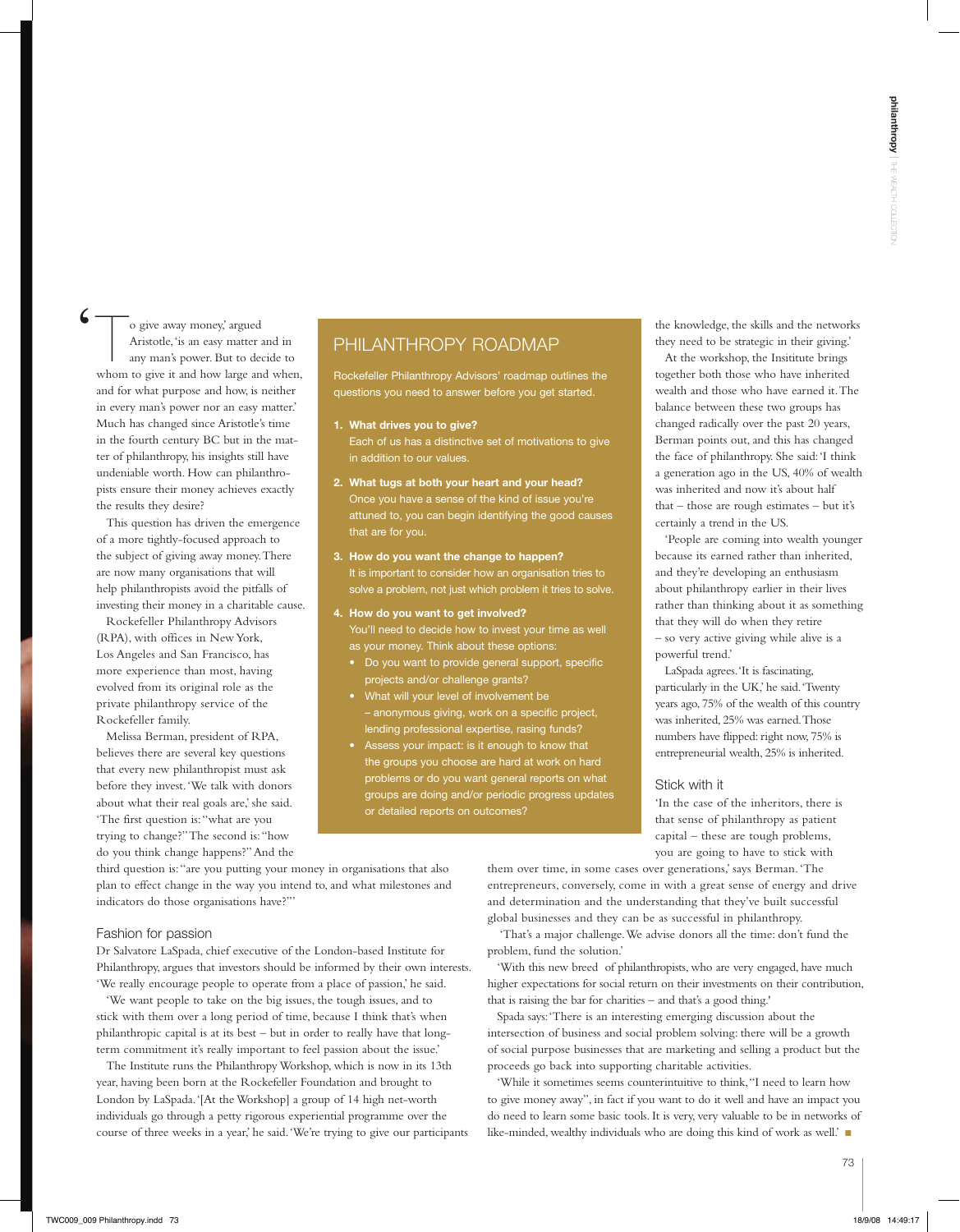'To give away money,' argued Aristotle, 'is an easy matter and in any man's power. But to decide to whom to give it and how large and when, and for what purpose and how, is neither in every man's power nor an easy matter.' Much has changed since Aristotle's time in the fourth century BC but in the matter of philanthropy, his insights still have undeniable worth. How can philanthropists ensure their money achieves exactly the results they desire?

This question has driven the emergence of a more tightly-focused approach to the subject of giving away money. There are now many organisations that will help philanthropists avoid the pitfalls of investing their money in a charitable cause.

Rockefeller Philanthropy Advisors (RPA), with offices in New York, Los Angeles and San Francisco, has more experience than most, having evolved from its original role as the private philanthropy service of the Rockefeller family.

Melissa Berman, president of RPA, believes there are several key questions that every new philanthropist must ask before they invest. 'We talk with donors about what their real goals are,' she said. 'The first question is: "what are you trying to change?" The second is: "how do you think change happens?" And the third question is: "are you putting your money in organisations that also plan to effect change in the way you intend to, and what milestones and indicators do those organisations have?"'

## PHILANTHROPY ROADMAP

Rockefeller Philanthropy Advisors' roadmap outlines the questions you need to answer before you get started.

1. **What drives you to give?**
   Each of us has a distinctive set of motivations to give in addition to our values.
2. **What tugs at both your heart and your head?**
   Once you have a sense of the kind of issue you're attuned to, you can begin identifying the good causes that are for you.
3. **How do you want the change to happen?**
   It is important to consider how an organisation tries to solve a problem, not just which problem it tries to solve.
4. **How do you want to get involved?**
   You'll need to decide how to invest your time as well as your money. Think about these options:
   - Do you want to provide general support, specific projects and/or challenge grants?
   - What will your level of involvement be – anonymous giving, work on a specific project, lending professional expertise, raising funds?
   - Assess your impact: is it enough to know that the groups you choose are hard at work on hard problems or do you want general reports on what groups are doing and/or periodic progress updates or detailed reports on outcomes?

### Fashion for passion

Dr Salvatore LaSpada, chief executive of the London-based Institute for Philanthropy, argues that investors should be informed by their own interests. 'We really encourage people to operate from a place of passion,' he said.

'We want people to take on the big issues, the tough issues, and to stick with them over a long period of time, because I think that's when philanthropic capital is at its best – but in order to really have that long-term commitment it's really important to feel passion about the issue.'

The Institute runs the Philanthropy Workshop, which is now in its 13th year, having been born at the Rockefeller Foundation and brought to London by LaSpada. '[At the Workshop] a group of 14 high net-worth individuals go through a petty rigorous experiential programme over the course of three weeks in a year,' he said. 'We're trying to give our participants the knowledge, the skills and the networks they need to be strategic in their giving.'

At the workshop, the Insititute brings together both those who have inherited wealth and those who have earned it. The balance between these two groups has changed radically over the past 20 years, Berman points out, and this has changed the face of philanthropy. She said: 'I think a generation ago in the US, 40% of wealth was inherited and now it's about half that – those are rough estimates – but it's certainly a trend in the US.

'People are coming into wealth younger because its earned rather than inherited, and they're developing an enthusiasm about philanthropy earlier in their lives rather than thinking about it as something that they will do when they retire – so very active giving while alive is a powerful trend.'

LaSpada agrees. 'It is fascinating, particularly in the UK,' he said. 'Twenty years ago, 75% of the wealth of this country was inherited, 25% was earned. Those numbers have flipped: right now, 75% is entrepreneurial wealth, 25% is inherited.

### Stick with it

'In the case of the inheritors, there is that sense of philanthropy as patient capital – these are tough problems, you are going to have to stick with them over time, in some cases over generations,' says Berman. 'The entrepreneurs, conversely, come in with a great sense of energy and drive and determination and the understanding that they've built successful global businesses and they can be as successful in philanthropy.

'That's a major challenge. We advise donors all the time: don't fund the problem, fund the solution.'

'With this new breed of philanthropists, who are very engaged, have much higher expectations for social return on their investments on their contribution, that is raising the bar for charities – and that's a good thing.'

Spada says: 'There is an interesting emerging discussion about the intersection of business and social problem solving: there will be a growth of social purpose businesses that are marketing and selling a product but the proceeds go back into supporting charitable activities.

'While it sometimes seems counterintuitive to think, "I need to learn how to give money away", in fact if you want to do it well and have an impact you do need to learn some basic tools. It is very, very valuable to be in networks of like-minded, wealthy individuals who are doing this kind of work as well.' ■